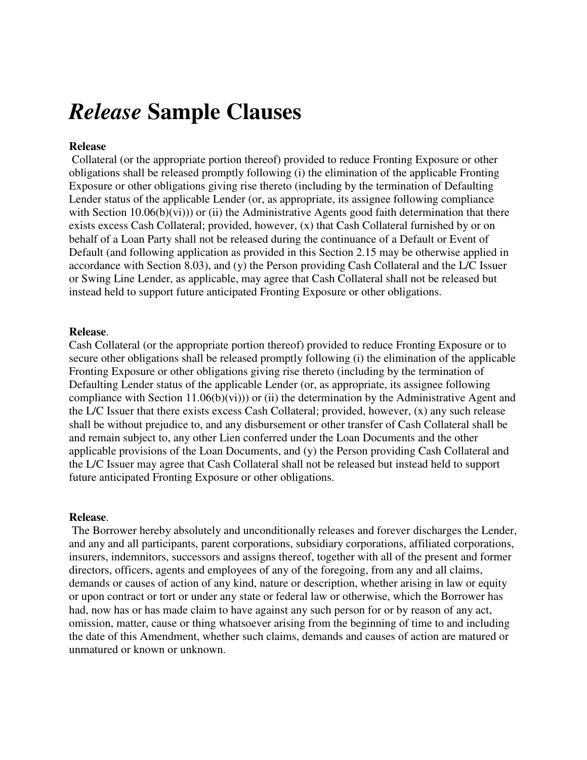# *Release* Sample Clauses

**Release**

Collateral (or the appropriate portion thereof) provided to reduce Fronting Exposure or other obligations shall be released promptly following (i) the elimination of the applicable Fronting Exposure or other obligations giving rise thereto (including by the termination of Defaulting Lender status of the applicable Lender (or, as appropriate, its assignee following compliance with Section 10.06(b)(vi))) or (ii) the Administrative Agents good faith determination that there exists excess Cash Collateral; provided, however, (x) that Cash Collateral furnished by or on behalf of a Loan Party shall not be released during the continuance of a Default or Event of Default (and following application as provided in this Section 2.15 may be otherwise applied in accordance with Section 8.03), and (y) the Person providing Cash Collateral and the L/C Issuer or Swing Line Lender, as applicable, may agree that Cash Collateral shall not be released but instead held to support future anticipated Fronting Exposure or other obligations.

**Release**.

Cash Collateral (or the appropriate portion thereof) provided to reduce Fronting Exposure or to secure other obligations shall be released promptly following (i) the elimination of the applicable Fronting Exposure or other obligations giving rise thereto (including by the termination of Defaulting Lender status of the applicable Lender (or, as appropriate, its assignee following compliance with Section 11.06(b)(vi))) or (ii) the determination by the Administrative Agent and the L/C Issuer that there exists excess Cash Collateral; provided, however, (x) any such release shall be without prejudice to, and any disbursement or other transfer of Cash Collateral shall be and remain subject to, any other Lien conferred under the Loan Documents and the other applicable provisions of the Loan Documents, and (y) the Person providing Cash Collateral and the L/C Issuer may agree that Cash Collateral shall not be released but instead held to support future anticipated Fronting Exposure or other obligations.

**Release**.

The Borrower hereby absolutely and unconditionally releases and forever discharges the Lender, and any and all participants, parent corporations, subsidiary corporations, affiliated corporations, insurers, indemnitors, successors and assigns thereof, together with all of the present and former directors, officers, agents and employees of any of the foregoing, from any and all claims, demands or causes of action of any kind, nature or description, whether arising in law or equity or upon contract or tort or under any state or federal law or otherwise, which the Borrower has had, now has or has made claim to have against any such person for or by reason of any act, omission, matter, cause or thing whatsoever arising from the beginning of time to and including the date of this Amendment, whether such claims, demands and causes of action are matured or unmatured or known or unknown.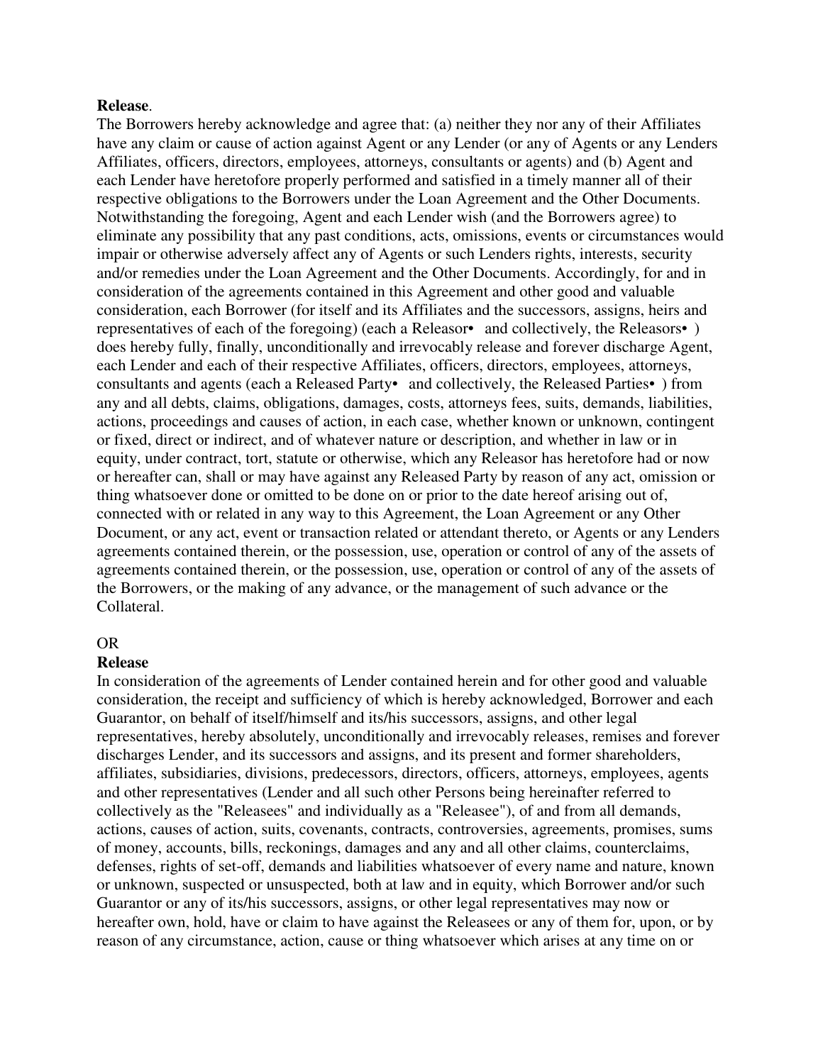**Release**.

The Borrowers hereby acknowledge and agree that: (a) neither they nor any of their Affiliates have any claim or cause of action against Agent or any Lender (or any of Agents or any Lenders Affiliates, officers, directors, employees, attorneys, consultants or agents) and (b) Agent and each Lender have heretofore properly performed and satisfied in a timely manner all of their respective obligations to the Borrowers under the Loan Agreement and the Other Documents. Notwithstanding the foregoing, Agent and each Lender wish (and the Borrowers agree) to eliminate any possibility that any past conditions, acts, omissions, events or circumstances would impair or otherwise adversely affect any of Agents or such Lenders rights, interests, security and/or remedies under the Loan Agreement and the Other Documents. Accordingly, for and in consideration of the agreements contained in this Agreement and other good and valuable consideration, each Borrower (for itself and its Affiliates and the successors, assigns, heirs and representatives of each of the foregoing) (each a Releasor•  and collectively, the Releasors• ) does hereby fully, finally, unconditionally and irrevocably release and forever discharge Agent, each Lender and each of their respective Affiliates, officers, directors, employees, attorneys, consultants and agents (each a Released Party•  and collectively, the Released Parties• ) from any and all debts, claims, obligations, damages, costs, attorneys fees, suits, demands, liabilities, actions, proceedings and causes of action, in each case, whether known or unknown, contingent or fixed, direct or indirect, and of whatever nature or description, and whether in law or in equity, under contract, tort, statute or otherwise, which any Releasor has heretofore had or now or hereafter can, shall or may have against any Released Party by reason of any act, omission or thing whatsoever done or omitted to be done on or prior to the date hereof arising out of, connected with or related in any way to this Agreement, the Loan Agreement or any Other Document, or any act, event or transaction related or attendant thereto, or Agents or any Lenders agreements contained therein, or the possession, use, operation or control of any of the assets of agreements contained therein, or the possession, use, operation or control of any of the assets of the Borrowers, or the making of any advance, or the management of such advance or the Collateral.

OR

**Release**

In consideration of the agreements of Lender contained herein and for other good and valuable consideration, the receipt and sufficiency of which is hereby acknowledged, Borrower and each Guarantor, on behalf of itself/himself and its/his successors, assigns, and other legal representatives, hereby absolutely, unconditionally and irrevocably releases, remises and forever discharges Lender, and its successors and assigns, and its present and former shareholders, affiliates, subsidiaries, divisions, predecessors, directors, officers, attorneys, employees, agents and other representatives (Lender and all such other Persons being hereinafter referred to collectively as the "Releasees" and individually as a "Releasee"), of and from all demands, actions, causes of action, suits, covenants, contracts, controversies, agreements, promises, sums of money, accounts, bills, reckonings, damages and any and all other claims, counterclaims, defenses, rights of set-off, demands and liabilities whatsoever of every name and nature, known or unknown, suspected or unsuspected, both at law and in equity, which Borrower and/or such Guarantor or any of its/his successors, assigns, or other legal representatives may now or hereafter own, hold, have or claim to have against the Releasees or any of them for, upon, or by reason of any circumstance, action, cause or thing whatsoever which arises at any time on or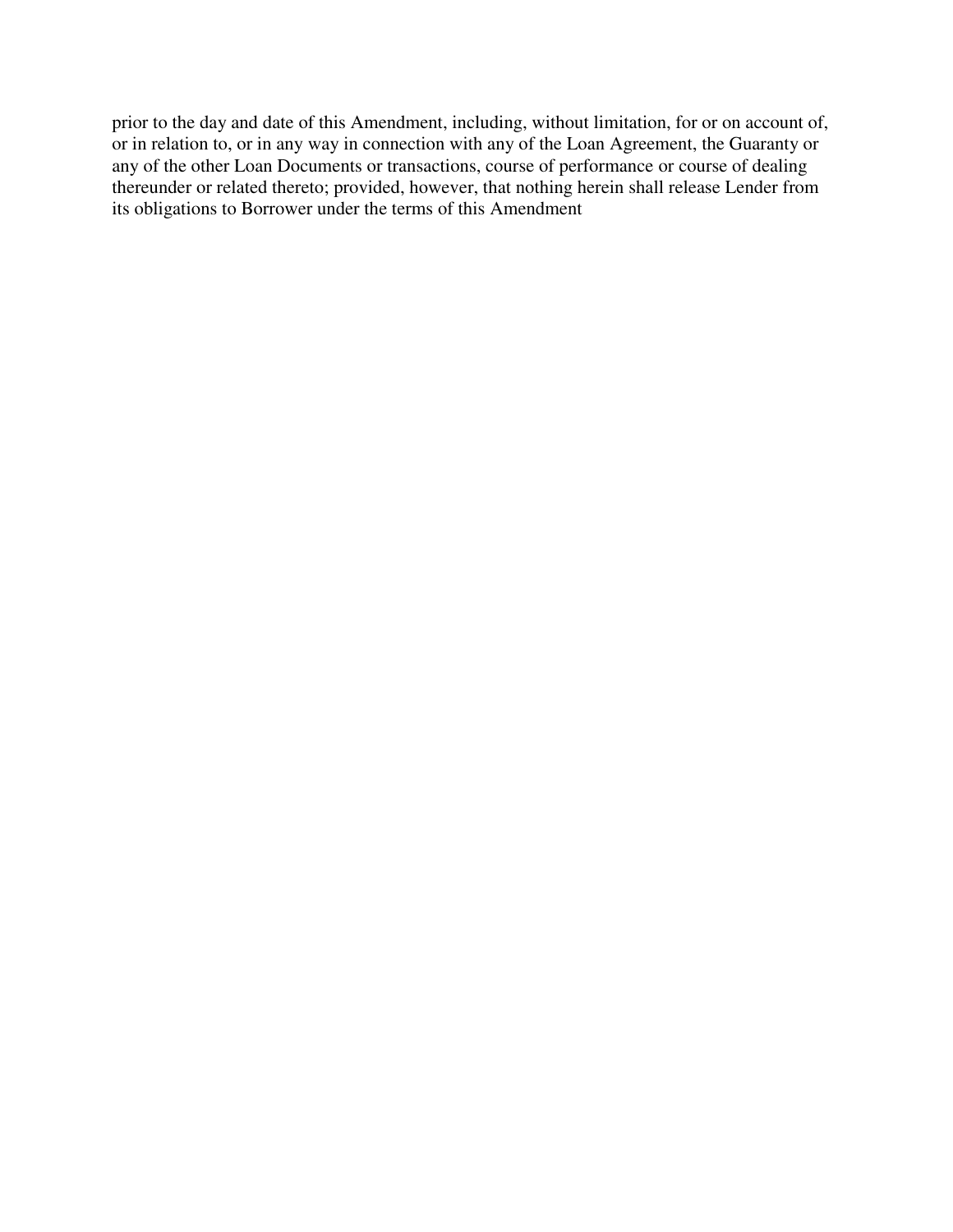prior to the day and date of this Amendment, including, without limitation, for or on account of, or in relation to, or in any way in connection with any of the Loan Agreement, the Guaranty or any of the other Loan Documents or transactions, course of performance or course of dealing thereunder or related thereto; provided, however, that nothing herein shall release Lender from its obligations to Borrower under the terms of this Amendment